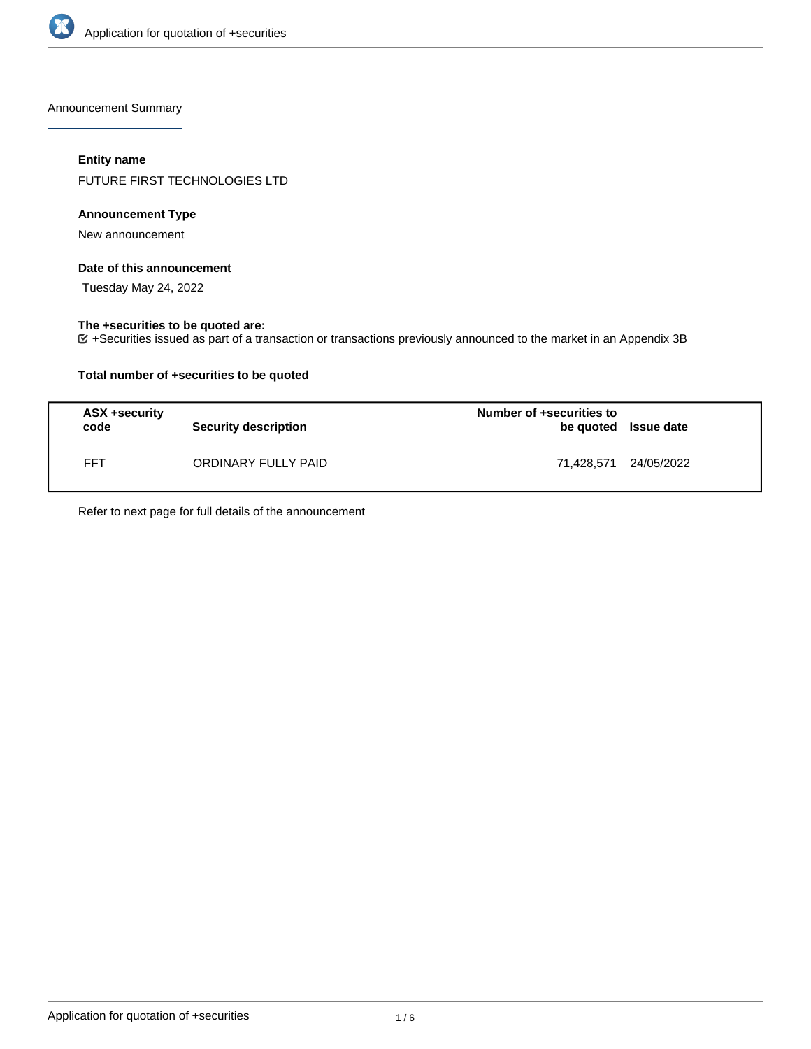Announcement Summary

### Entity name

FUTURE FIRST TECHNOLOGIES LTD

### Announcement Type

New announcement

### Date of this announcement

Tuesday May 24, 2022

### The +securities to be quoted are:

+Securities issued as part of a transaction or transactions previously announced to the market in an Appendix 3B

### Total number of +securities to be quoted

| ASX +security code | Security description | Number of +securities to be quoted | Issue date |
|---|---|---|---|
| FFT | ORDINARY FULLY PAID | 71,428,571 | 24/05/2022 |

Refer to next page for full details of the announcement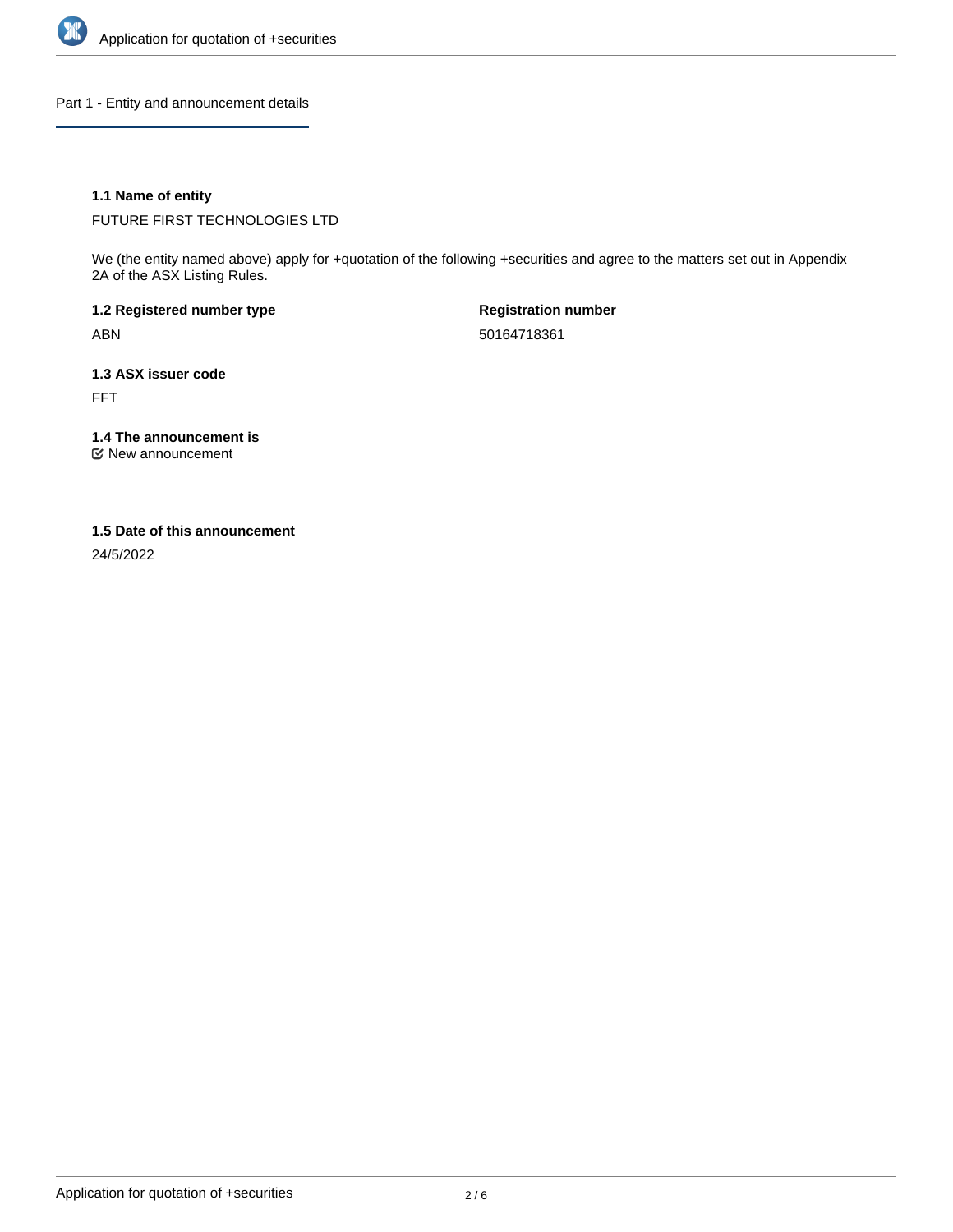## Part 1 - Entity and announcement details

**1.1 Name of entity**

FUTURE FIRST TECHNOLOGIES LTD

We (the entity named above) apply for +quotation of the following +securities and agree to the matters set out in Appendix 2A of the ASX Listing Rules.

**1.2 Registered number type**

ABN

**Registration number**

50164718361

**1.3 ASX issuer code**

FFT

**1.4 The announcement is**

New announcement

**1.5 Date of this announcement**

24/5/2022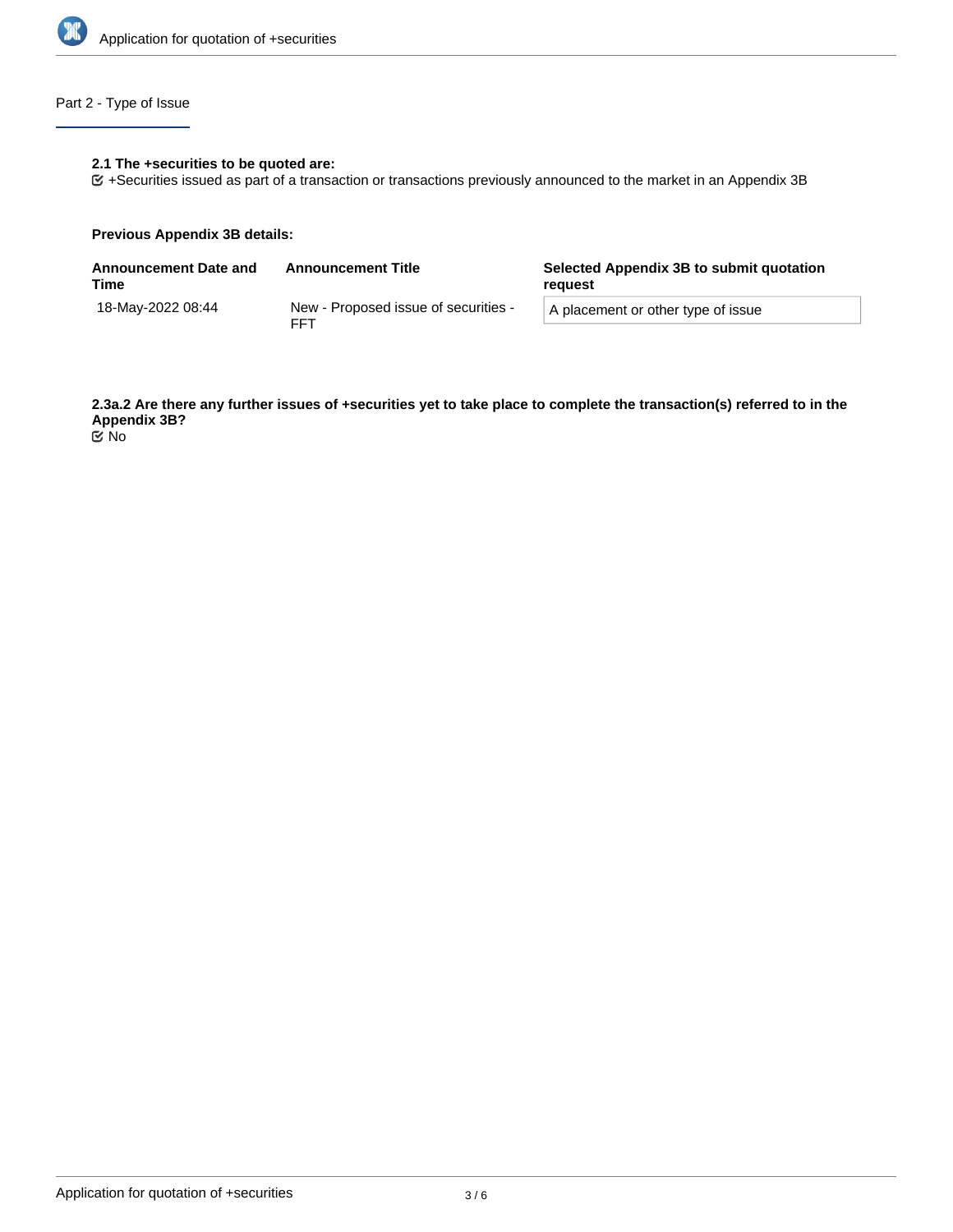## Part 2 - Type of Issue

**2.1 The +securities to be quoted are:**

☑ +Securities issued as part of a transaction or transactions previously announced to the market in an Appendix 3B

**Previous Appendix 3B details:**

| Announcement Date and Time | Announcement Title | Selected Appendix 3B to submit quotation request |
|---|---|---|
| 18-May-2022 08:44 | New - Proposed issue of securities - FFT | A placement or other type of issue |

**2.3a.2 Are there any further issues of +securities yet to take place to complete the transaction(s) referred to in the Appendix 3B?**

☑ No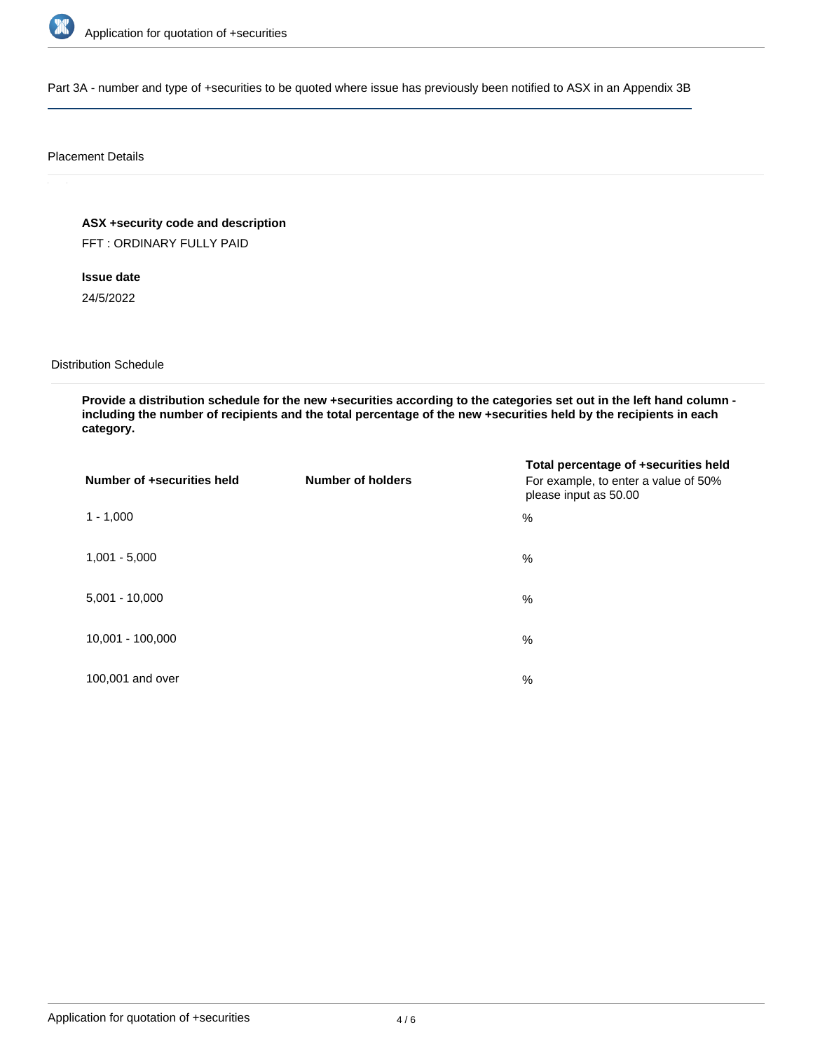## Part 3A - number and type of +securities to be quoted where issue has previously been notified to ASX in an Appendix 3B

### Placement Details

**ASX +security code and description**

FFT : ORDINARY FULLY PAID

**Issue date**

24/5/2022

### Distribution Schedule

**Provide a distribution schedule for the new +securities according to the categories set out in the left hand column - including the number of recipients and the total percentage of the new +securities held by the recipients in each category.**

| Number of +securities held | Number of holders | Total percentage of +securities held For example, to enter a value of 50% please input as 50.00 |
| --- | --- | --- |
| 1 - 1,000 | | % |
| 1,001 - 5,000 | | % |
| 5,001 - 10,000 | | % |
| 10,001 - 100,000 | | % |
| 100,001 and over | | % |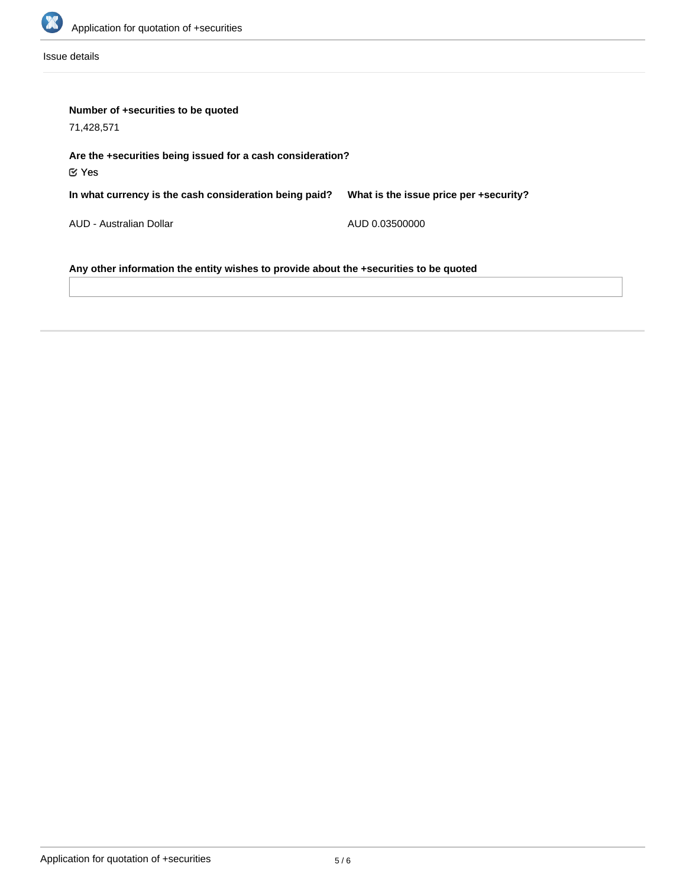Issue details

**Number of +securities to be quoted**

71,428,571

**Are the +securities being issued for a cash consideration?**

☑ Yes

**In what currency is the cash consideration being paid?**

AUD - Australian Dollar

**What is the issue price per +security?**

AUD 0.03500000

**Any other information the entity wishes to provide about the +securities to be quoted**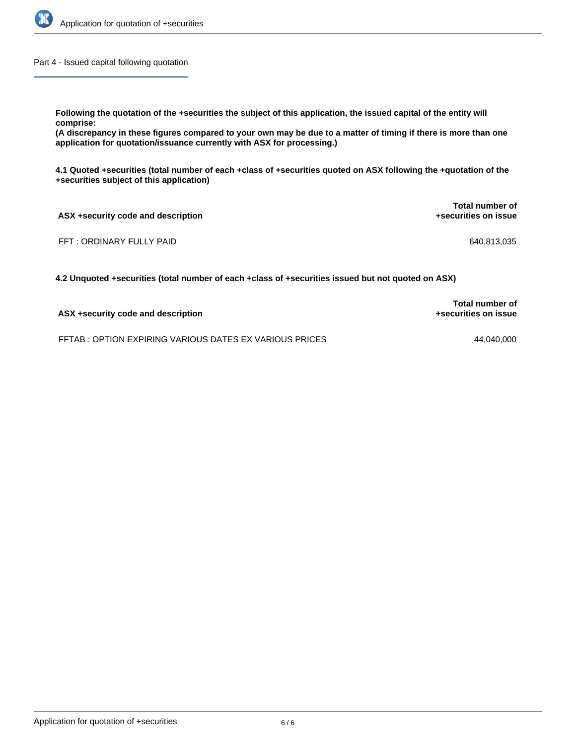## Part 4 - Issued capital following quotation

**Following the quotation of the +securities the subject of this application, the issued capital of the entity will comprise:**

**(A discrepancy in these figures compared to your own may be due to a matter of timing if there is more than one application for quotation/issuance currently with ASX for processing.)**

**4.1 Quoted +securities (total number of each +class of +securities quoted on ASX following the +quotation of the +securities subject of this application)**

| ASX +security code and description | Total number of +securities on issue |
|---|---|
| FFT : ORDINARY FULLY PAID | 640,813,035 |

**4.2 Unquoted +securities (total number of each +class of +securities issued but not quoted on ASX)**

| ASX +security code and description | Total number of +securities on issue |
|---|---|
| FFTAB : OPTION EXPIRING VARIOUS DATES EX VARIOUS PRICES | 44,040,000 |